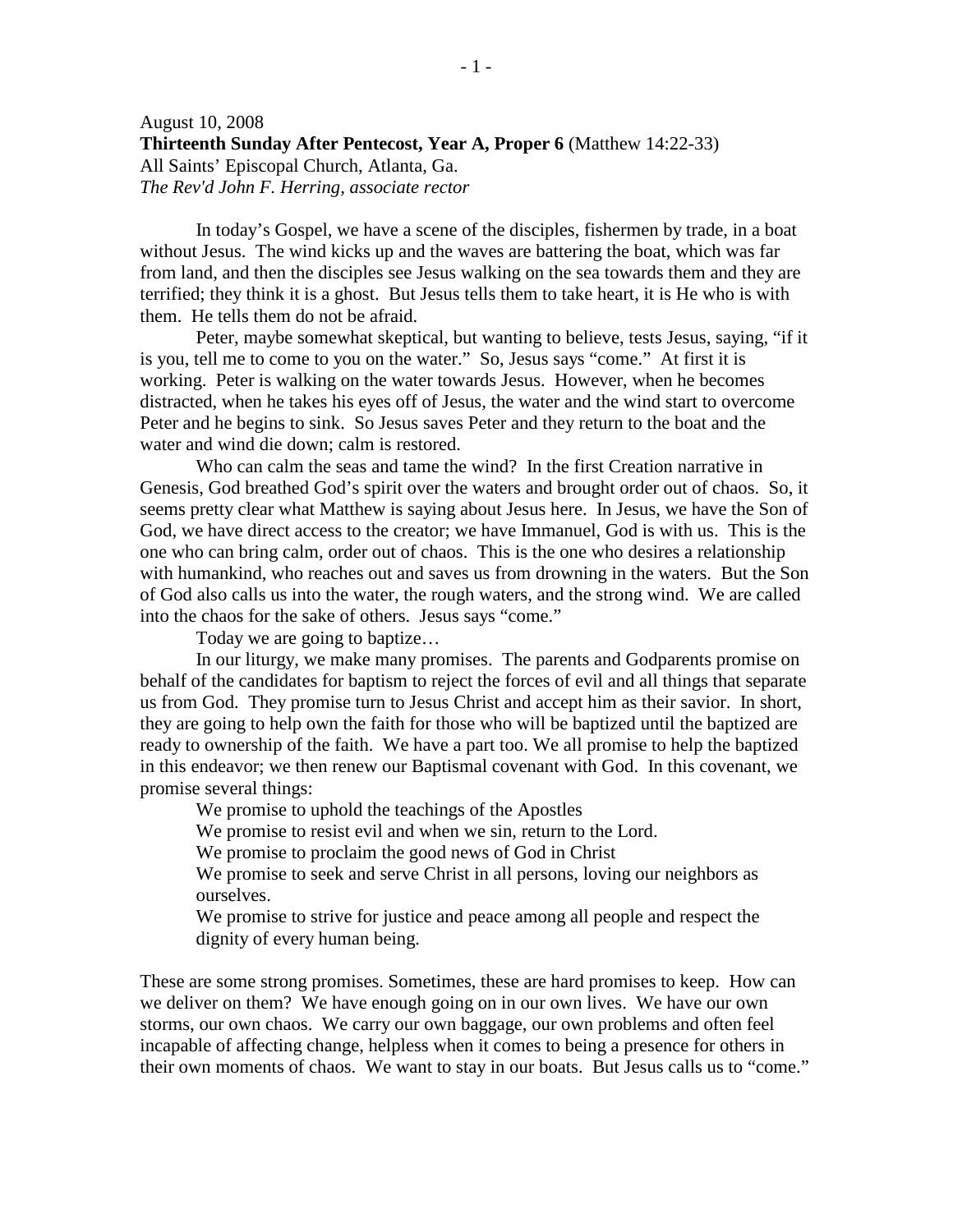August 10, 2008

**Thirteenth Sunday After Pentecost, Year A, Proper 6** (Matthew 14:22-33)

All Saints' Episcopal Church, Atlanta, Ga.

*The Rev'd John F. Herring, associate rector*

In today's Gospel, we have a scene of the disciples, fishermen by trade, in a boat without Jesus. The wind kicks up and the waves are battering the boat, which was far from land, and then the disciples see Jesus walking on the sea towards them and they are terrified; they think it is a ghost. But Jesus tells them to take heart, it is He who is with them. He tells them do not be afraid.

Peter, maybe somewhat skeptical, but wanting to believe, tests Jesus, saying, "if it is you, tell me to come to you on the water." So, Jesus says "come." At first it is working. Peter is walking on the water towards Jesus. However, when he becomes distracted, when he takes his eyes off of Jesus, the water and the wind start to overcome Peter and he begins to sink. So Jesus saves Peter and they return to the boat and the water and wind die down; calm is restored.

Who can calm the seas and tame the wind? In the first Creation narrative in Genesis, God breathed God's spirit over the waters and brought order out of chaos. So, it seems pretty clear what Matthew is saying about Jesus here. In Jesus, we have the Son of God, we have direct access to the creator; we have Immanuel, God is with us. This is the one who can bring calm, order out of chaos. This is the one who desires a relationship with humankind, who reaches out and saves us from drowning in the waters. But the Son of God also calls us into the water, the rough waters, and the strong wind. We are called into the chaos for the sake of others. Jesus says "come."

Today we are going to baptize…

In our liturgy, we make many promises. The parents and Godparents promise on behalf of the candidates for baptism to reject the forces of evil and all things that separate us from God. They promise turn to Jesus Christ and accept him as their savior. In short, they are going to help own the faith for those who will be baptized until the baptized are ready to ownership of the faith. We have a part too. We all promise to help the baptized in this endeavor; we then renew our Baptismal covenant with God. In this covenant, we promise several things:

> We promise to uphold the teachings of the Apostles
>
> We promise to resist evil and when we sin, return to the Lord.
>
> We promise to proclaim the good news of God in Christ
>
> We promise to seek and serve Christ in all persons, loving our neighbors as ourselves.
>
> We promise to strive for justice and peace among all people and respect the dignity of every human being.

These are some strong promises. Sometimes, these are hard promises to keep. How can we deliver on them? We have enough going on in our own lives. We have our own storms, our own chaos. We carry our own baggage, our own problems and often feel incapable of affecting change, helpless when it comes to being a presence for others in their own moments of chaos. We want to stay in our boats. But Jesus calls us to "come."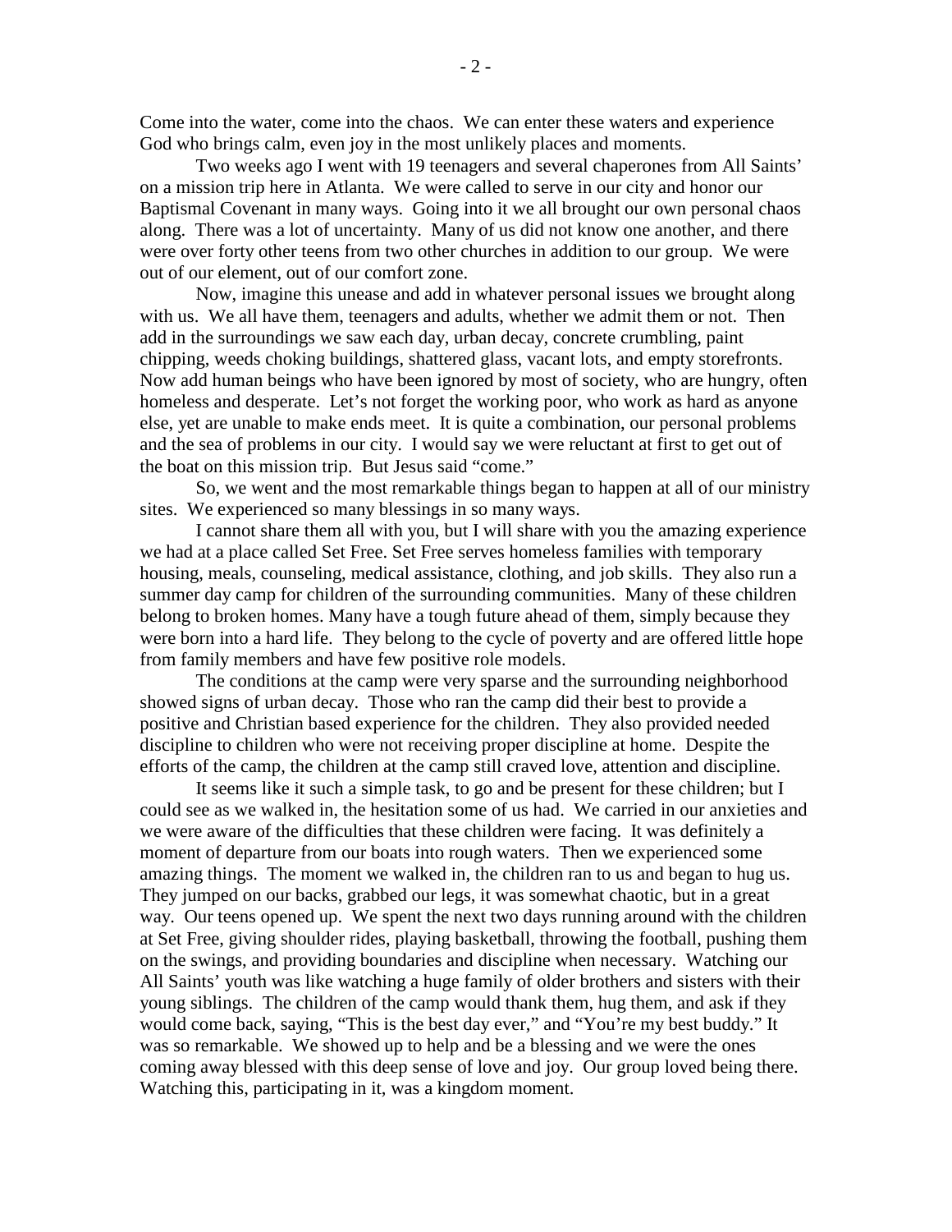Come into the water, come into the chaos. We can enter these waters and experience God who brings calm, even joy in the most unlikely places and moments.

Two weeks ago I went with 19 teenagers and several chaperones from All Saints' on a mission trip here in Atlanta. We were called to serve in our city and honor our Baptismal Covenant in many ways. Going into it we all brought our own personal chaos along. There was a lot of uncertainty. Many of us did not know one another, and there were over forty other teens from two other churches in addition to our group. We were out of our element, out of our comfort zone.

Now, imagine this unease and add in whatever personal issues we brought along with us. We all have them, teenagers and adults, whether we admit them or not. Then add in the surroundings we saw each day, urban decay, concrete crumbling, paint chipping, weeds choking buildings, shattered glass, vacant lots, and empty storefronts. Now add human beings who have been ignored by most of society, who are hungry, often homeless and desperate. Let's not forget the working poor, who work as hard as anyone else, yet are unable to make ends meet. It is quite a combination, our personal problems and the sea of problems in our city. I would say we were reluctant at first to get out of the boat on this mission trip. But Jesus said "come."

So, we went and the most remarkable things began to happen at all of our ministry sites. We experienced so many blessings in so many ways.

I cannot share them all with you, but I will share with you the amazing experience we had at a place called Set Free. Set Free serves homeless families with temporary housing, meals, counseling, medical assistance, clothing, and job skills. They also run a summer day camp for children of the surrounding communities. Many of these children belong to broken homes. Many have a tough future ahead of them, simply because they were born into a hard life. They belong to the cycle of poverty and are offered little hope from family members and have few positive role models.

The conditions at the camp were very sparse and the surrounding neighborhood showed signs of urban decay. Those who ran the camp did their best to provide a positive and Christian based experience for the children. They also provided needed discipline to children who were not receiving proper discipline at home. Despite the efforts of the camp, the children at the camp still craved love, attention and discipline.

It seems like it such a simple task, to go and be present for these children; but I could see as we walked in, the hesitation some of us had. We carried in our anxieties and we were aware of the difficulties that these children were facing. It was definitely a moment of departure from our boats into rough waters. Then we experienced some amazing things. The moment we walked in, the children ran to us and began to hug us. They jumped on our backs, grabbed our legs, it was somewhat chaotic, but in a great way. Our teens opened up. We spent the next two days running around with the children at Set Free, giving shoulder rides, playing basketball, throwing the football, pushing them on the swings, and providing boundaries and discipline when necessary. Watching our All Saints' youth was like watching a huge family of older brothers and sisters with their young siblings. The children of the camp would thank them, hug them, and ask if they would come back, saying, "This is the best day ever," and "You're my best buddy." It was so remarkable. We showed up to help and be a blessing and we were the ones coming away blessed with this deep sense of love and joy. Our group loved being there. Watching this, participating in it, was a kingdom moment.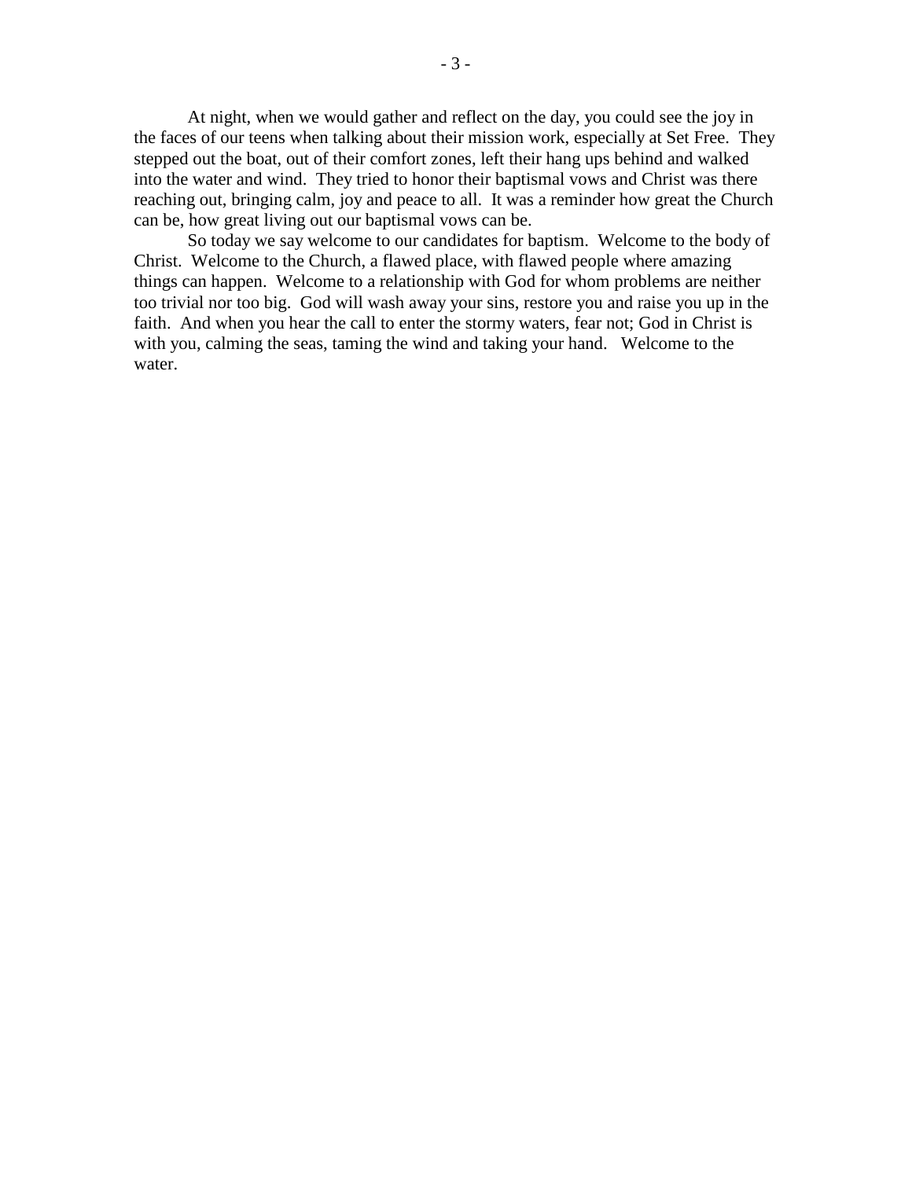At night, when we would gather and reflect on the day, you could see the joy in the faces of our teens when talking about their mission work, especially at Set Free. They stepped out the boat, out of their comfort zones, left their hang ups behind and walked into the water and wind. They tried to honor their baptismal vows and Christ was there reaching out, bringing calm, joy and peace to all. It was a reminder how great the Church can be, how great living out our baptismal vows can be.

So today we say welcome to our candidates for baptism. Welcome to the body of Christ. Welcome to the Church, a flawed place, with flawed people where amazing things can happen. Welcome to a relationship with God for whom problems are neither too trivial nor too big. God will wash away your sins, restore you and raise you up in the faith. And when you hear the call to enter the stormy waters, fear not; God in Christ is with you, calming the seas, taming the wind and taking your hand. Welcome to the water.